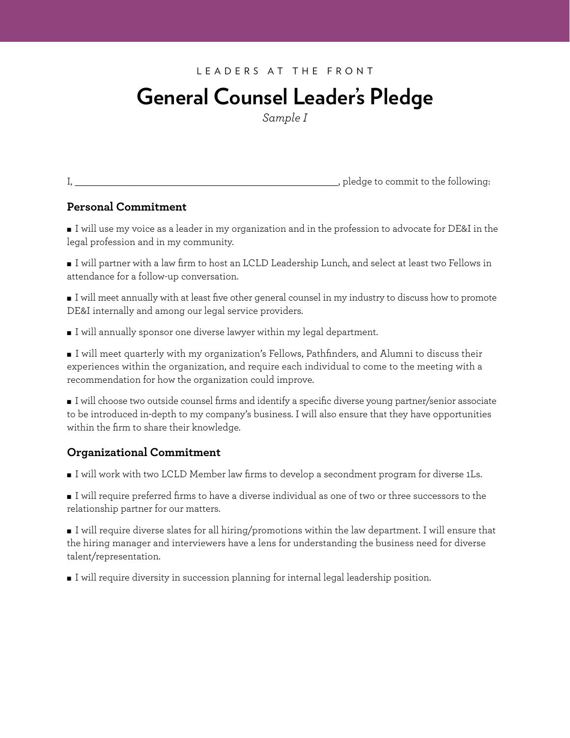LEADERS AT THE FRONT

# General Counsel Leader's Pledge

*Sample I*

I, ______________________________________________________, pledge to commit to the following:

## Personal Commitment

- I will use my voice as a leader in my organization and in the profession to advocate for DE&I in the legal profession and in my community.
- I will partner with a law firm to host an LCLD Leadership Lunch, and select at least two Fellows in attendance for a follow-up conversation.
- I will meet annually with at least five other general counsel in my industry to discuss how to promote DE&I internally and among our legal service providers.
- I will annually sponsor one diverse lawyer within my legal department.
- I will meet quarterly with my organization's Fellows, Pathfinders, and Alumni to discuss their experiences within the organization, and require each individual to come to the meeting with a recommendation for how the organization could improve.
- I will choose two outside counsel firms and identify a specific diverse young partner/senior associate to be introduced in-depth to my company's business. I will also ensure that they have opportunities within the firm to share their knowledge.

## Organizational Commitment

- I will work with two LCLD Member law firms to develop a secondment program for diverse 1Ls.
- I will require preferred firms to have a diverse individual as one of two or three successors to the relationship partner for our matters.
- I will require diverse slates for all hiring/promotions within the law department. I will ensure that the hiring manager and interviewers have a lens for understanding the business need for diverse talent/representation.
- I will require diversity in succession planning for internal legal leadership position.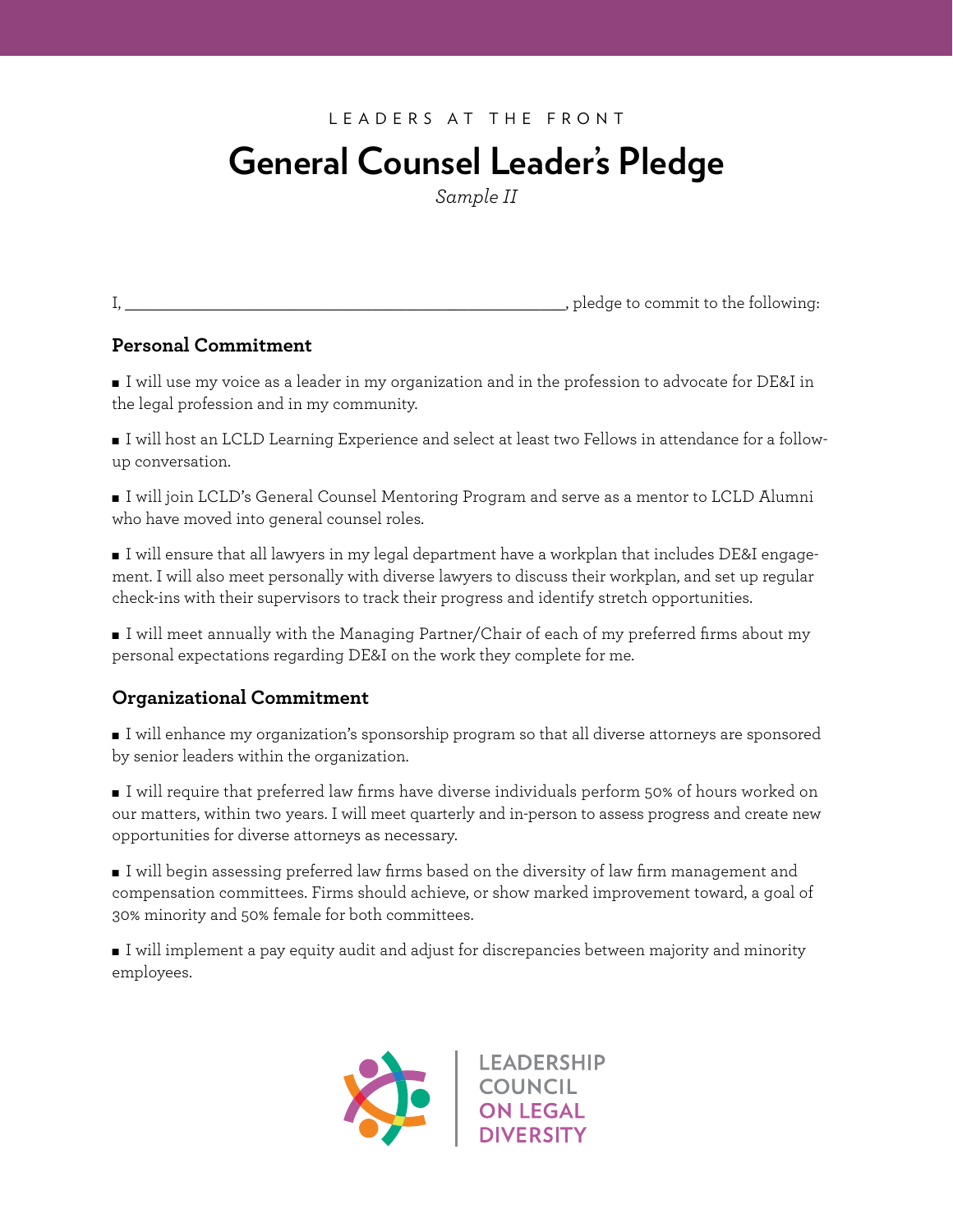LEADERS AT THE FRONT

# General Counsel Leader's Pledge

*Sample II*

I, ______________________________________________, pledge to commit to the following:

## Personal Commitment

- I will use my voice as a leader in my organization and in the profession to advocate for DE&I in the legal profession and in my community.

- I will host an LCLD Learning Experience and select at least two Fellows in attendance for a follow-up conversation.

- I will join LCLD's General Counsel Mentoring Program and serve as a mentor to LCLD Alumni who have moved into general counsel roles.

- I will ensure that all lawyers in my legal department have a workplan that includes DE&I engagement. I will also meet personally with diverse lawyers to discuss their workplan, and set up regular check-ins with their supervisors to track their progress and identify stretch opportunities.

- I will meet annually with the Managing Partner/Chair of each of my preferred firms about my personal expectations regarding DE&I on the work they complete for me.

## Organizational Commitment

- I will enhance my organization's sponsorship program so that all diverse attorneys are sponsored by senior leaders within the organization.

- I will require that preferred law firms have diverse individuals perform 50% of hours worked on our matters, within two years. I will meet quarterly and in-person to assess progress and create new opportunities for diverse attorneys as necessary.

- I will begin assessing preferred law firms based on the diversity of law firm management and compensation committees. Firms should achieve, or show marked improvement toward, a goal of 30% minority and 50% female for both committees.

- I will implement a pay equity audit and adjust for discrepancies between majority and minority employees.

LEADERSHIP COUNCIL ON LEGAL DIVERSITY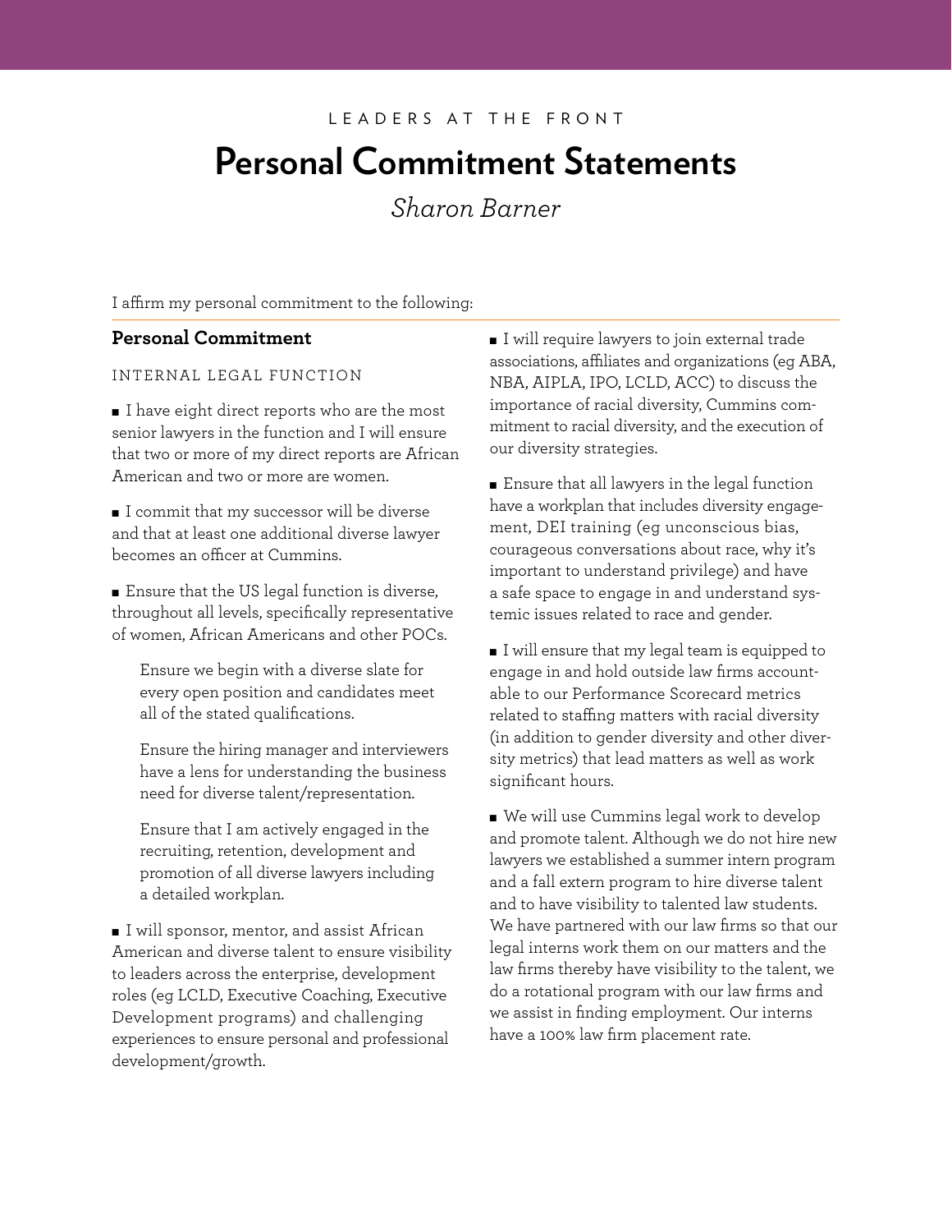LEADERS AT THE FRONT

# Personal Commitment Statements

*Sharon Barner*

I affirm my personal commitment to the following:

## Personal Commitment

### INTERNAL LEGAL FUNCTION

- I have eight direct reports who are the most senior lawyers in the function and I will ensure that two or more of my direct reports are African American and two or more are women.

- I commit that my successor will be diverse and that at least one additional diverse lawyer becomes an officer at Cummins.

- Ensure that the US legal function is diverse, throughout all levels, specifically representative of women, African Americans and other POCs.

  Ensure we begin with a diverse slate for every open position and candidates meet all of the stated qualifications.

  Ensure the hiring manager and interviewers have a lens for understanding the business need for diverse talent/representation.

  Ensure that I am actively engaged in the recruiting, retention, development and promotion of all diverse lawyers including a detailed workplan.

- I will sponsor, mentor, and assist African American and diverse talent to ensure visibility to leaders across the enterprise, development roles (eg LCLD, Executive Coaching, Executive Development programs) and challenging experiences to ensure personal and professional development/growth.

- I will require lawyers to join external trade associations, affiliates and organizations (eg ABA, NBA, AIPLA, IPO, LCLD, ACC) to discuss the importance of racial diversity, Cummins commitment to racial diversity, and the execution of our diversity strategies.

- Ensure that all lawyers in the legal function have a workplan that includes diversity engagement, DEI training (eg unconscious bias, courageous conversations about race, why it's important to understand privilege) and have a safe space to engage in and understand systemic issues related to race and gender.

- I will ensure that my legal team is equipped to engage in and hold outside law firms accountable to our Performance Scorecard metrics related to staffing matters with racial diversity (in addition to gender diversity and other diversity metrics) that lead matters as well as work significant hours.

- We will use Cummins legal work to develop and promote talent. Although we do not hire new lawyers we established a summer intern program and a fall extern program to hire diverse talent and to have visibility to talented law students. We have partnered with our law firms so that our legal interns work them on our matters and the law firms thereby have visibility to the talent, we do a rotational program with our law firms and we assist in finding employment. Our interns have a 100% law firm placement rate.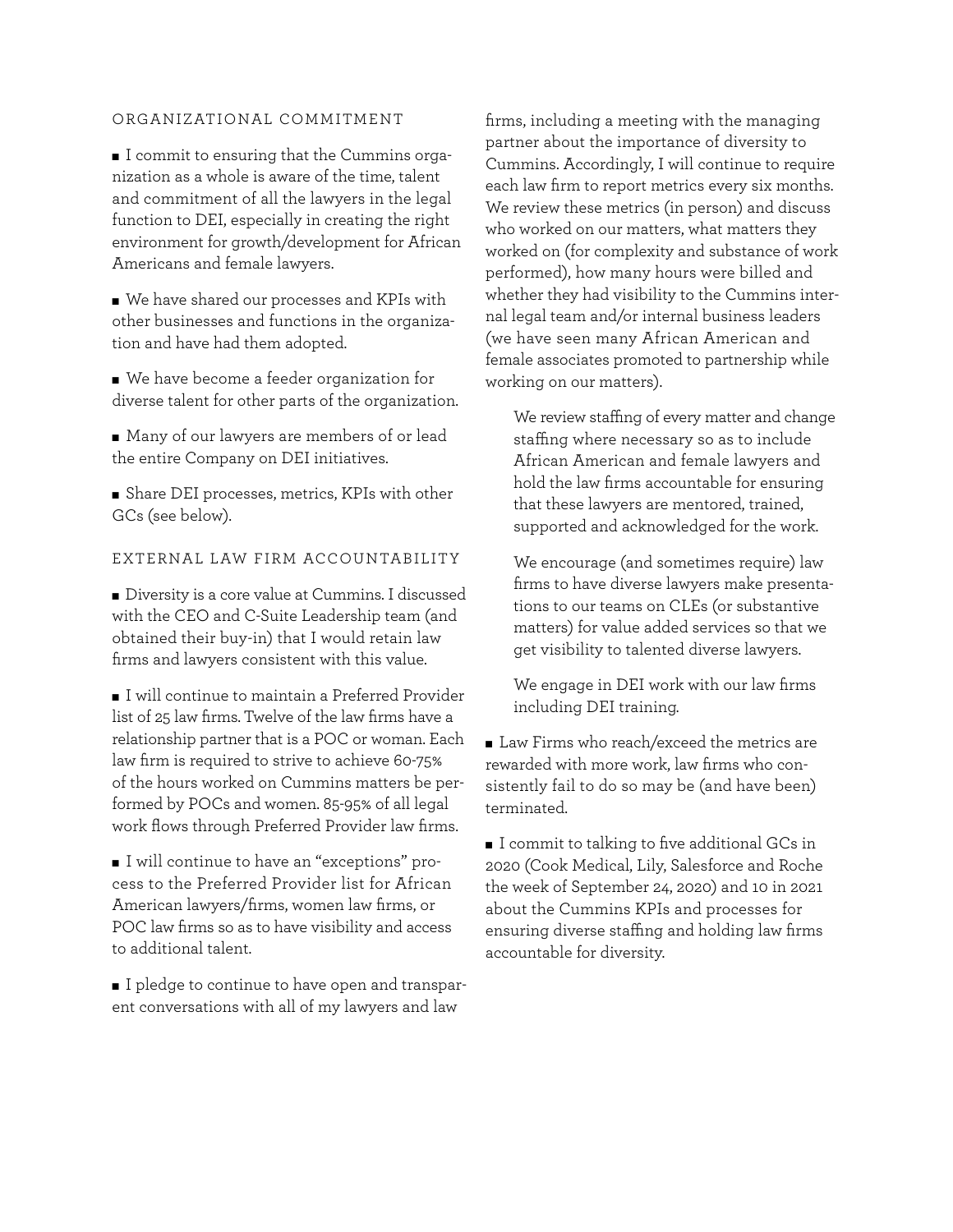## ORGANIZATIONAL COMMITMENT

- I commit to ensuring that the Cummins organization as a whole is aware of the time, talent and commitment of all the lawyers in the legal function to DEI, especially in creating the right environment for growth/development for African Americans and female lawyers.
- We have shared our processes and KPIs with other businesses and functions in the organization and have had them adopted.
- We have become a feeder organization for diverse talent for other parts of the organization.
- Many of our lawyers are members of or lead the entire Company on DEI initiatives.
- Share DEI processes, metrics, KPIs with other GCs (see below).

## EXTERNAL LAW FIRM ACCOUNTABILITY

- Diversity is a core value at Cummins. I discussed with the CEO and C-Suite Leadership team (and obtained their buy-in) that I would retain law firms and lawyers consistent with this value.
- I will continue to maintain a Preferred Provider list of 25 law firms. Twelve of the law firms have a relationship partner that is a POC or woman. Each law firm is required to strive to achieve 60-75% of the hours worked on Cummins matters be performed by POCs and women. 85-95% of all legal work flows through Preferred Provider law firms.
- I will continue to have an "exceptions" process to the Preferred Provider list for African American lawyers/firms, women law firms, or POC law firms so as to have visibility and access to additional talent.
- I pledge to continue to have open and transparent conversations with all of my lawyers and law firms, including a meeting with the managing partner about the importance of diversity to Cummins. Accordingly, I will continue to require each law firm to report metrics every six months. We review these metrics (in person) and discuss who worked on our matters, what matters they worked on (for complexity and substance of work performed), how many hours were billed and whether they had visibility to the Cummins internal legal team and/or internal business leaders (we have seen many African American and female associates promoted to partnership while working on our matters).

  We review staffing of every matter and change staffing where necessary so as to include African American and female lawyers and hold the law firms accountable for ensuring that these lawyers are mentored, trained, supported and acknowledged for the work.

  We encourage (and sometimes require) law firms to have diverse lawyers make presentations to our teams on CLEs (or substantive matters) for value added services so that we get visibility to talented diverse lawyers.

  We engage in DEI work with our law firms including DEI training.

- Law Firms who reach/exceed the metrics are rewarded with more work, law firms who consistently fail to do so may be (and have been) terminated.
- I commit to talking to five additional GCs in 2020 (Cook Medical, Lily, Salesforce and Roche the week of September 24, 2020) and 10 in 2021 about the Cummins KPIs and processes for ensuring diverse staffing and holding law firms accountable for diversity.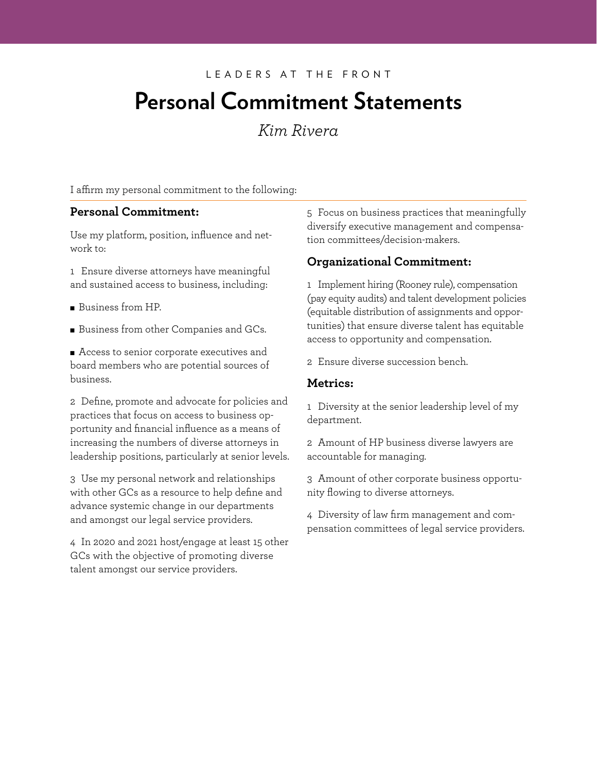LEADERS AT THE FRONT

# Personal Commitment Statements

*Kim Rivera*

I affirm my personal commitment to the following:

### Personal Commitment:

Use my platform, position, influence and network to:

1 Ensure diverse attorneys have meaningful and sustained access to business, including:

- Business from HP.
- Business from other Companies and GCs.
- Access to senior corporate executives and board members who are potential sources of business.

2 Define, promote and advocate for policies and practices that focus on access to business opportunity and financial influence as a means of increasing the numbers of diverse attorneys in leadership positions, particularly at senior levels.

3 Use my personal network and relationships with other GCs as a resource to help define and advance systemic change in our departments and amongst our legal service providers.

4 In 2020 and 2021 host/engage at least 15 other GCs with the objective of promoting diverse talent amongst our service providers.

5 Focus on business practices that meaningfully diversify executive management and compensation committees/decision-makers.

### Organizational Commitment:

1 Implement hiring (Rooney rule), compensation (pay equity audits) and talent development policies (equitable distribution of assignments and opportunities) that ensure diverse talent has equitable access to opportunity and compensation.

2 Ensure diverse succession bench.

### Metrics:

1 Diversity at the senior leadership level of my department.

2 Amount of HP business diverse lawyers are accountable for managing.

3 Amount of other corporate business opportunity flowing to diverse attorneys.

4 Diversity of law firm management and compensation committees of legal service providers.